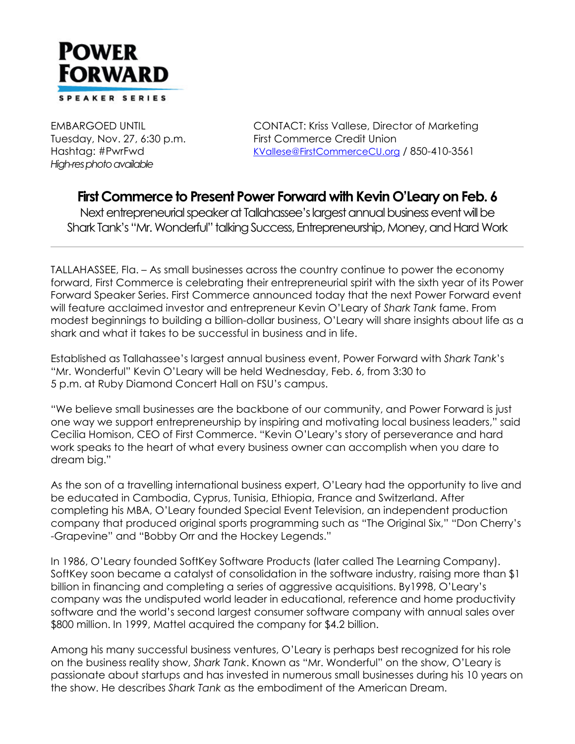**POWER FORWARD**
SPEAKER SERIES

EMBARGOED UNTIL
Tuesday, Nov. 27, 6:30 p.m.
Hashtag: #PwrFwd
*High-res photo available*

CONTACT: Kriss Vallese, Director of Marketing
First Commerce Credit Union
KVallese@FirstCommerceCU.org / 850-410-3561

# First Commerce to Present Power Forward with Kevin O'Leary on Feb. 6

Next entrepreneurial speaker at Tallahassee's largest annual business event will be Shark Tank's "Mr. Wonderful" talking Success, Entrepreneurship, Money, and Hard Work

---

TALLAHASSEE, Fla. – As small businesses across the country continue to power the economy forward, First Commerce is celebrating their entrepreneurial spirit with the sixth year of its Power Forward Speaker Series. First Commerce announced today that the next Power Forward event will feature acclaimed investor and entrepreneur Kevin O'Leary of *Shark Tank* fame. From modest beginnings to building a billion-dollar business, O'Leary will share insights about life as a shark and what it takes to be successful in business and in life.

Established as Tallahassee's largest annual business event, Power Forward with *Shark Tank*'s "Mr. Wonderful" Kevin O'Leary will be held Wednesday, Feb. 6, from 3:30 to 5 p.m. at Ruby Diamond Concert Hall on FSU's campus.

"We believe small businesses are the backbone of our community, and Power Forward is just one way we support entrepreneurship by inspiring and motivating local business leaders," said Cecilia Homison, CEO of First Commerce. "Kevin O'Leary's story of perseverance and hard work speaks to the heart of what every business owner can accomplish when you dare to dream big."

As the son of a travelling international business expert, O'Leary had the opportunity to live and be educated in Cambodia, Cyprus, Tunisia, Ethiopia, France and Switzerland. After completing his MBA, O'Leary founded Special Event Television, an independent production company that produced original sports programming such as "The Original Six," "Don Cherry's -Grapevine" and "Bobby Orr and the Hockey Legends."

In 1986, O'Leary founded SoftKey Software Products (later called The Learning Company). SoftKey soon became a catalyst of consolidation in the software industry, raising more than $1 billion in financing and completing a series of aggressive acquisitions. By1998, O'Leary's company was the undisputed world leader in educational, reference and home productivity software and the world's second largest consumer software company with annual sales over $800 million. In 1999, Mattel acquired the company for $4.2 billion.

Among his many successful business ventures, O'Leary is perhaps best recognized for his role on the business reality show, *Shark Tank*. Known as "Mr. Wonderful" on the show, O'Leary is passionate about startups and has invested in numerous small businesses during his 10 years on the show. He describes *Shark Tank* as the embodiment of the American Dream.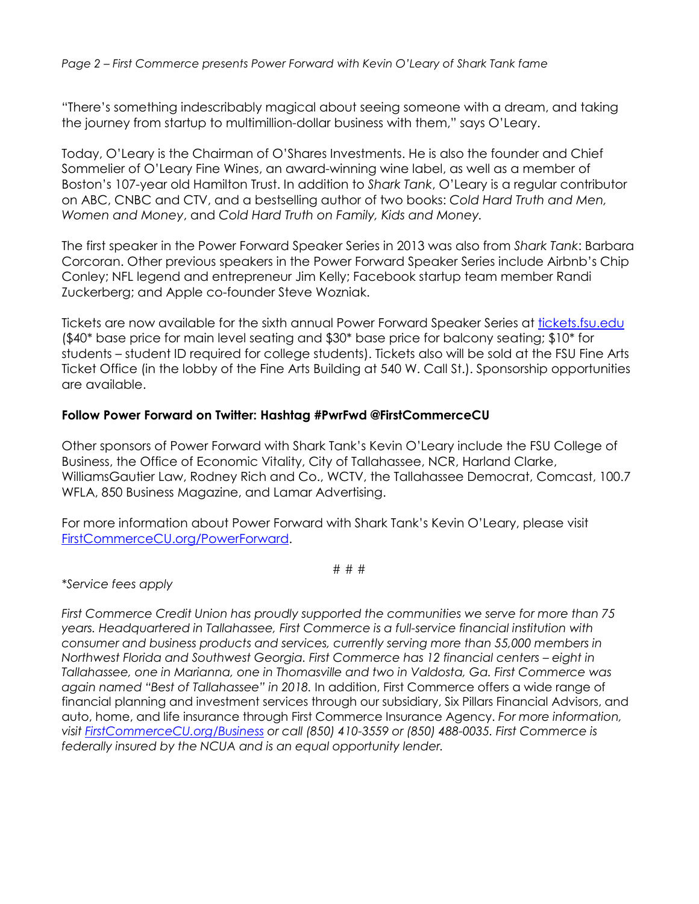"There's something indescribably magical about seeing someone with a dream, and taking the journey from startup to multimillion-dollar business with them," says O'Leary.

Today, O'Leary is the Chairman of O'Shares Investments. He is also the founder and Chief Sommelier of O'Leary Fine Wines, an award-winning wine label, as well as a member of Boston's 107-year old Hamilton Trust. In addition to *Shark Tank*, O'Leary is a regular contributor on ABC, CNBC and CTV, and a bestselling author of two books: *Cold Hard Truth and Men, Women and Money*, and *Cold Hard Truth on Family, Kids and Money.*

The first speaker in the Power Forward Speaker Series in 2013 was also from *Shark Tank*: Barbara Corcoran. Other previous speakers in the Power Forward Speaker Series include Airbnb's Chip Conley; NFL legend and entrepreneur Jim Kelly; Facebook startup team member Randi Zuckerberg; and Apple co-founder Steve Wozniak.

Tickets are now available for the sixth annual Power Forward Speaker Series at [tickets.fsu.edu](tickets.fsu.edu) ($40* base price for main level seating and $30* base price for balcony seating; $10* for students – student ID required for college students). Tickets also will be sold at the FSU Fine Arts Ticket Office (in the lobby of the Fine Arts Building at 540 W. Call St.). Sponsorship opportunities are available.

**Follow Power Forward on Twitter: Hashtag #PwrFwd @FirstCommerceCU**

Other sponsors of Power Forward with Shark Tank's Kevin O'Leary include the FSU College of Business, the Office of Economic Vitality, City of Tallahassee, NCR, Harland Clarke, WilliamsGautier Law, Rodney Rich and Co., WCTV, the Tallahassee Democrat, Comcast, 100.7 WFLA, 850 Business Magazine, and Lamar Advertising.

For more information about Power Forward with Shark Tank's Kevin O'Leary, please visit [FirstCommerceCU.org/PowerForward](FirstCommerceCU.org/PowerForward).

# # #

*\*Service fees apply*

*First Commerce Credit Union has proudly supported the communities we serve for more than 75 years. Headquartered in Tallahassee, First Commerce is a full-service financial institution with consumer and business products and services, currently serving more than 55,000 members in Northwest Florida and Southwest Georgia. First Commerce has 12 financial centers – eight in Tallahassee, one in Marianna, one in Thomasville and two in Valdosta, Ga. First Commerce was again named "Best of Tallahassee" in 2018.* In addition, First Commerce offers a wide range of financial planning and investment services through our subsidiary, Six Pillars Financial Advisors, and auto, home, and life insurance through First Commerce Insurance Agency. *For more information, visit [FirstCommerceCU.org/Business](FirstCommerceCU.org/Business) or call (850) 410-3559 or (850) 488-0035. First Commerce is federally insured by the NCUA and is an equal opportunity lender.*